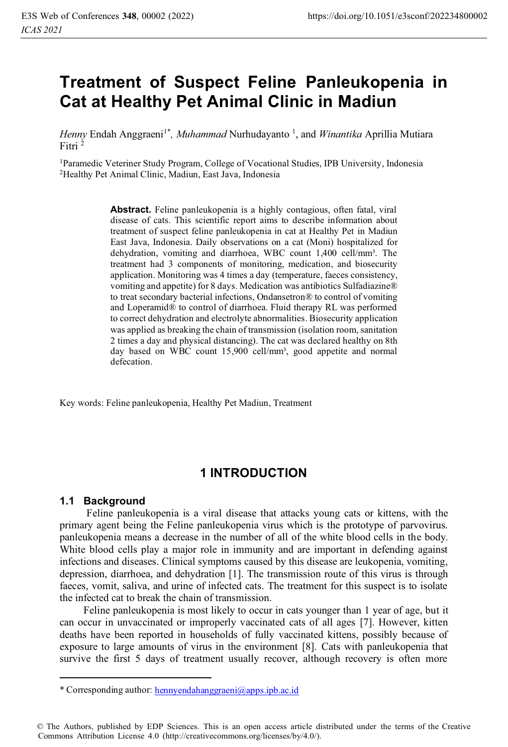# Treatment of Suspect Feline Panleukopenia in Cat at Healthy Pet Animal Clinic in Madiun

*Henny* Endah Anggraeni[1*], *Muhammad* Nurhudayanto [1], and *Winantika* Aprillia Mutiara Fitri [2]

[1]Paramedic Veteriner Study Program, College of Vocational Studies, IPB University, Indonesia
[2]Healthy Pet Animal Clinic, Madiun, East Java, Indonesia

**Abstract.** Feline panleukopenia is a highly contagious, often fatal, viral disease of cats. This scientific report aims to describe information about treatment of suspect feline panleukopenia in cat at Healthy Pet in Madiun East Java, Indonesia. Daily observations on a cat (Moni) hospitalized for dehydration, vomiting and diarrhoea, WBC count 1,400 cell/mm³. The treatment had 3 components of monitoring, medication, and biosecurity application. Monitoring was 4 times a day (temperature, faeces consistency, vomiting and appetite) for 8 days. Medication was antibiotics Sulfadiazine® to treat secondary bacterial infections, Ondansetron® to control of vomiting and Loperamid® to control of diarrhoea. Fluid therapy RL was performed to correct dehydration and electrolyte abnormalities. Biosecurity application was applied as breaking the chain of transmission (isolation room, sanitation 2 times a day and physical distancing). The cat was declared healthy on 8th day based on WBC count 15,900 cell/mm³, good appetite and normal defecation.

Key words: Feline panleukopenia, Healthy Pet Madiun, Treatment

## 1 INTRODUCTION

### 1.1 Background

Feline panleukopenia is a viral disease that attacks young cats or kittens, with the primary agent being the Feline panleukopenia virus which is the prototype of parvovirus. panleukopenia means a decrease in the number of all of the white blood cells in the body. White blood cells play a major role in immunity and are important in defending against infections and diseases. Clinical symptoms caused by this disease are leukopenia, vomiting, depression, diarrhoea, and dehydration [1]. The transmission route of this virus is through faeces, vomit, saliva, and urine of infected cats. The treatment for this suspect is to isolate the infected cat to break the chain of transmission.

Feline panleukopenia is most likely to occur in cats younger than 1 year of age, but it can occur in unvaccinated or improperly vaccinated cats of all ages [7]. However, kitten deaths have been reported in households of fully vaccinated kittens, possibly because of exposure to large amounts of virus in the environment [8]. Cats with panleukopenia that survive the first 5 days of treatment usually recover, although recovery is often more

* Corresponding author: hennyendahanggraeni@apps.ipb.ac.id

© The Authors, published by EDP Sciences. This is an open access article distributed under the terms of the Creative Commons Attribution License 4.0 (http://creativecommons.org/licenses/by/4.0/).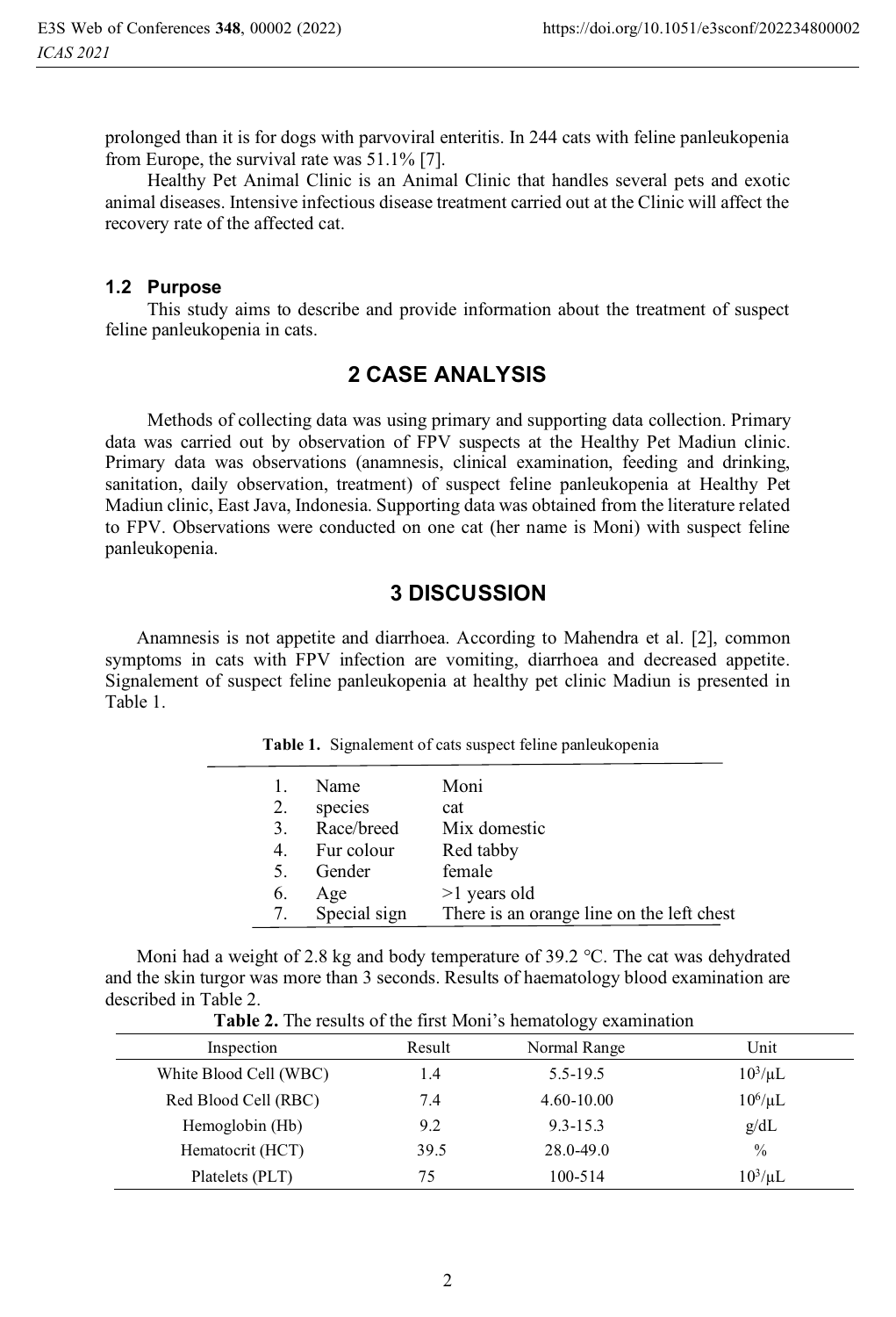prolonged than it is for dogs with parvoviral enteritis. In 244 cats with feline panleukopenia from Europe, the survival rate was 51.1% [7].

Healthy Pet Animal Clinic is an Animal Clinic that handles several pets and exotic animal diseases. Intensive infectious disease treatment carried out at the Clinic will affect the recovery rate of the affected cat.

### 1.2 Purpose

This study aims to describe and provide information about the treatment of suspect feline panleukopenia in cats.

## 2 CASE ANALYSIS

Methods of collecting data was using primary and supporting data collection. Primary data was carried out by observation of FPV suspects at the Healthy Pet Madiun clinic. Primary data was observations (anamnesis, clinical examination, feeding and drinking, sanitation, daily observation, treatment) of suspect feline panleukopenia at Healthy Pet Madiun clinic, East Java, Indonesia. Supporting data was obtained from the literature related to FPV. Observations were conducted on one cat (her name is Moni) with suspect feline panleukopenia.

## 3 DISCUSSION

Anamnesis is not appetite and diarrhoea. According to Mahendra et al. [2], common symptoms in cats with FPV infection are vomiting, diarrhoea and decreased appetite. Signalement of suspect feline panleukopenia at healthy pet clinic Madiun is presented in Table 1.

**Table 1.** Signalement of cats suspect feline panleukopenia

| | | |
|---|---|---|
| 1. | Name | Moni |
| 2. | species | cat |
| 3. | Race/breed | Mix domestic |
| 4. | Fur colour | Red tabby |
| 5. | Gender | female |
| 6. | Age | >1 years old |
| 7. | Special sign | There is an orange line on the left chest |

Moni had a weight of 2.8 kg and body temperature of 39.2 °C. The cat was dehydrated and the skin turgor was more than 3 seconds. Results of haematology blood examination are described in Table 2.

**Table 2.** The results of the first Moni's hematology examination

| Inspection | Result | Normal Range | Unit |
|---|---|---|---|
| White Blood Cell (WBC) | 1.4 | 5.5-19.5 | $10^3/\mu L$ |
| Red Blood Cell (RBC) | 7.4 | 4.60-10.00 | $10^6/\mu L$ |
| Hemoglobin (Hb) | 9.2 | 9.3-15.3 | g/dL |
| Hematocrit (HCT) | 39.5 | 28.0-49.0 | % |
| Platelets (PLT) | 75 | 100-514 | $10^3/\mu L$ |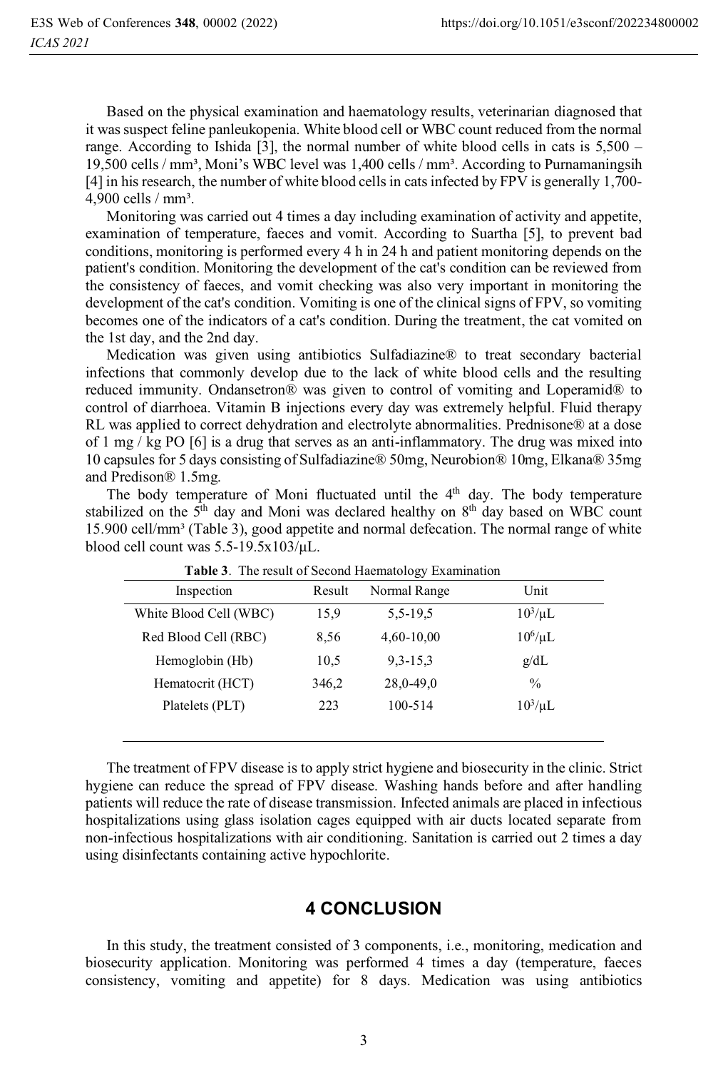Based on the physical examination and haematology results, veterinarian diagnosed that it was suspect feline panleukopenia. White blood cell or WBC count reduced from the normal range. According to Ishida [3], the normal number of white blood cells in cats is 5,500 – 19,500 cells / mm³, Moni's WBC level was 1,400 cells / mm³. According to Purnamaningsih [4] in his research, the number of white blood cells in cats infected by FPV is generally 1,700-4,900 cells / mm³.

Monitoring was carried out 4 times a day including examination of activity and appetite, examination of temperature, faeces and vomit. According to Suartha [5], to prevent bad conditions, monitoring is performed every 4 h in 24 h and patient monitoring depends on the patient's condition. Monitoring the development of the cat's condition can be reviewed from the consistency of faeces, and vomit checking was also very important in monitoring the development of the cat's condition. Vomiting is one of the clinical signs of FPV, so vomiting becomes one of the indicators of a cat's condition. During the treatment, the cat vomited on the 1st day, and the 2nd day.

Medication was given using antibiotics Sulfadiazine® to treat secondary bacterial infections that commonly develop due to the lack of white blood cells and the resulting reduced immunity. Ondansetron® was given to control of vomiting and Loperamid® to control of diarrhoea. Vitamin B injections every day was extremely helpful. Fluid therapy RL was applied to correct dehydration and electrolyte abnormalities. Prednisone® at a dose of 1 mg / kg PO [6] is a drug that serves as an anti-inflammatory. The drug was mixed into 10 capsules for 5 days consisting of Sulfadiazine® 50mg, Neurobion® 10mg, Elkana® 35mg and Predison® 1.5mg.

The body temperature of Moni fluctuated until the 4th day. The body temperature stabilized on the 5th day and Moni was declared healthy on 8th day based on WBC count 15.900 cell/mm³ (Table 3), good appetite and normal defecation. The normal range of white blood cell count was 5.5-19.5x103/μL.

**Table 3**. The result of Second Haematology Examination

| Inspection | Result | Normal Range | Unit |
|---|---|---|---|
| White Blood Cell (WBC) | 15,9 | 5,5-19,5 | $10^3$/μL |
| Red Blood Cell (RBC) | 8,56 | 4,60-10,00 | $10^6$/μL |
| Hemoglobin (Hb) | 10,5 | 9,3-15,3 | g/dL |
| Hematocrit (HCT) | 346,2 | 28,0-49,0 | % |
| Platelets (PLT) | 223 | 100-514 | $10^3$/μL |

The treatment of FPV disease is to apply strict hygiene and biosecurity in the clinic. Strict hygiene can reduce the spread of FPV disease. Washing hands before and after handling patients will reduce the rate of disease transmission. Infected animals are placed in infectious hospitalizations using glass isolation cages equipped with air ducts located separate from non-infectious hospitalizations with air conditioning. Sanitation is carried out 2 times a day using disinfectants containing active hypochlorite.

## 4 CONCLUSION

In this study, the treatment consisted of 3 components, i.e., monitoring, medication and biosecurity application. Monitoring was performed 4 times a day (temperature, faeces consistency, vomiting and appetite) for 8 days. Medication was using antibiotics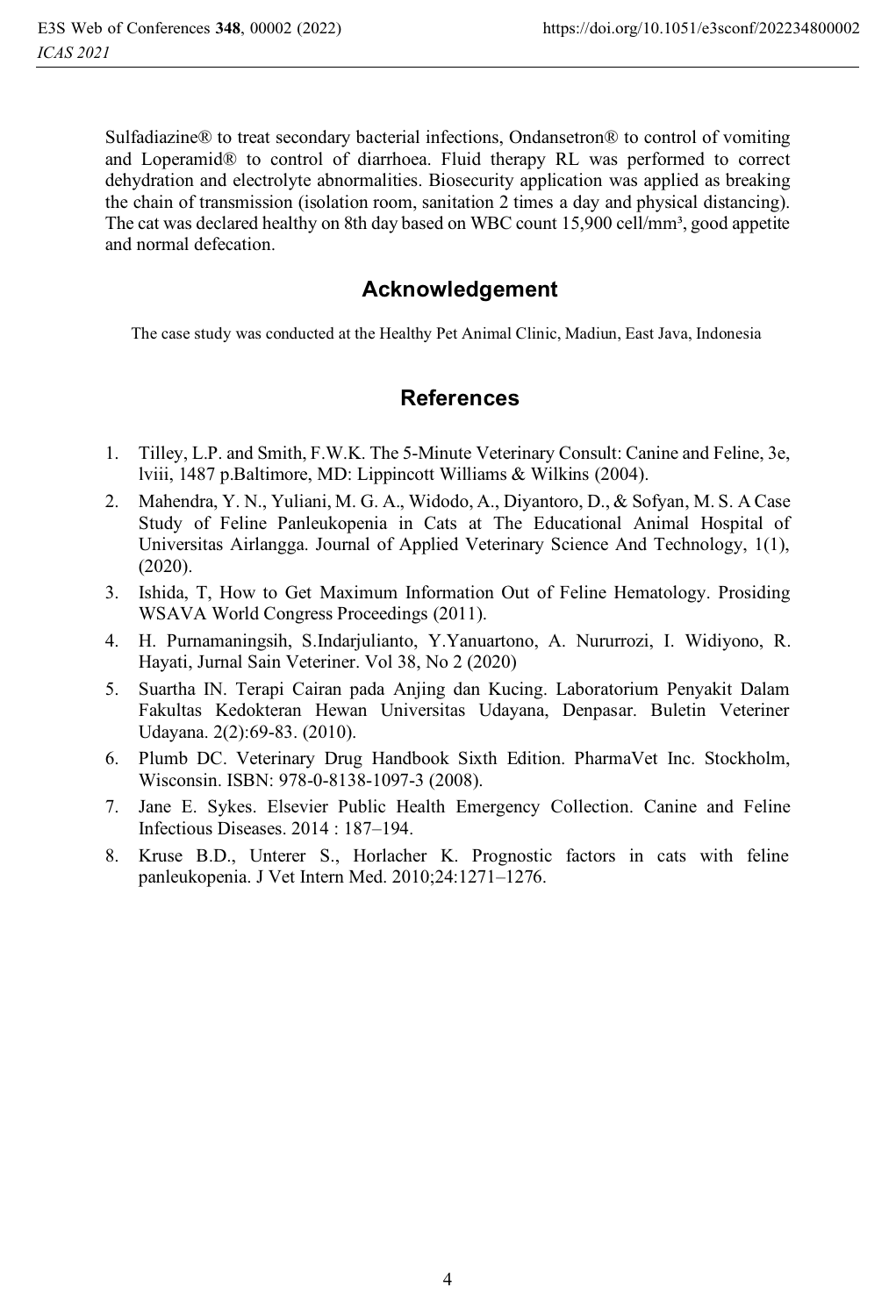Sulfadiazine® to treat secondary bacterial infections, Ondansetron® to control of vomiting and Loperamid® to control of diarrhoea. Fluid therapy RL was performed to correct dehydration and electrolyte abnormalities. Biosecurity application was applied as breaking the chain of transmission (isolation room, sanitation 2 times a day and physical distancing). The cat was declared healthy on 8th day based on WBC count 15,900 cell/mm³, good appetite and normal defecation.

## Acknowledgement

The case study was conducted at the Healthy Pet Animal Clinic, Madiun, East Java, Indonesia

## References

1. Tilley, L.P. and Smith, F.W.K. The 5-Minute Veterinary Consult: Canine and Feline, 3e, lviii, 1487 p.Baltimore, MD: Lippincott Williams & Wilkins (2004).
2. Mahendra, Y. N., Yuliani, M. G. A., Widodo, A., Diyantoro, D., & Sofyan, M. S. A Case Study of Feline Panleukopenia in Cats at The Educational Animal Hospital of Universitas Airlangga. Journal of Applied Veterinary Science And Technology, 1(1), (2020).
3. Ishida, T, How to Get Maximum Information Out of Feline Hematology. Prosiding WSAVA World Congress Proceedings (2011).
4. H. Purnamaningsih, S.Indarjulianto, Y.Yanuartono, A. Nururrozi, I. Widiyono, R. Hayati, Jurnal Sain Veteriner. Vol 38, No 2 (2020)
5. Suartha IN. Terapi Cairan pada Anjing dan Kucing. Laboratorium Penyakit Dalam Fakultas Kedokteran Hewan Universitas Udayana, Denpasar. Buletin Veteriner Udayana. 2(2):69-83. (2010).
6. Plumb DC. Veterinary Drug Handbook Sixth Edition. PharmaVet Inc. Stockholm, Wisconsin. ISBN: 978-0-8138-1097-3 (2008).
7. Jane E. Sykes. Elsevier Public Health Emergency Collection. Canine and Feline Infectious Diseases. 2014 : 187–194.
8. Kruse B.D., Unterer S., Horlacher K. Prognostic factors in cats with feline panleukopenia. J Vet Intern Med. 2010;24:1271–1276.